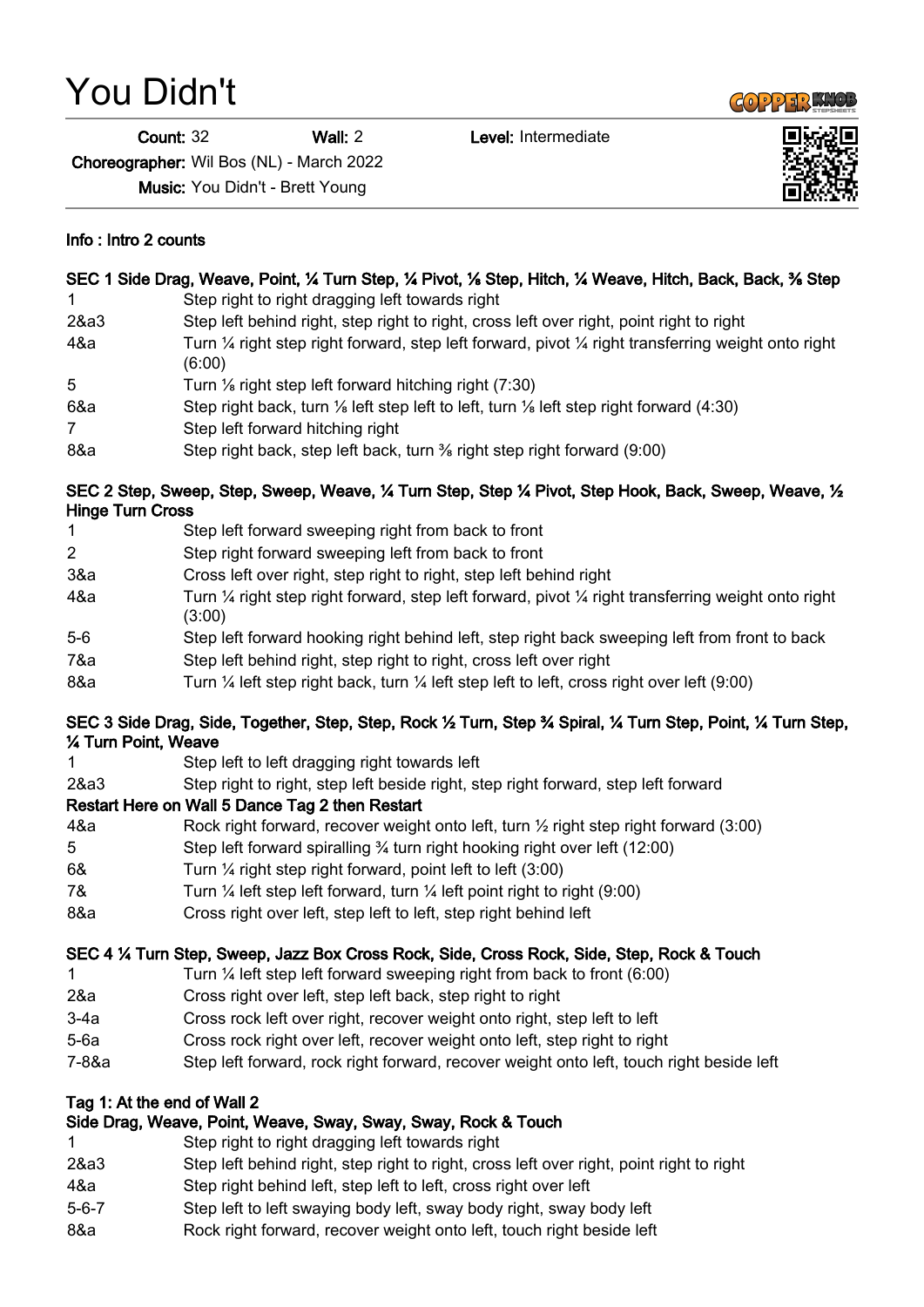# You Didn't

**Count:** 32 **Wall:** 2 **Level:** Intermediate

**Choreographer:** Wil Bos (NL) - March 2022

**Music:** You Didn't - Brett Young

**Info : Intro 2 counts**

**SEC 1 Side Drag, Weave, Point, ¼ Turn Step, ¼ Pivot, ⅛ Step, Hitch, ¼ Weave, Hitch, Back, Back, ⅜ Step**

| | |
|---|---|
| 1 | Step right to right dragging left towards right |
| 2&a3 | Step left behind right, step right to right, cross left over right, point right to right |
| 4&a | Turn ¼ right step right forward, step left forward, pivot ¼ right transferring weight onto right (6:00) |
| 5 | Turn ⅛ right step left forward hitching right (7:30) |
| 6&a | Step right back, turn ⅛ left step left to left, turn ⅛ left step right forward (4:30) |
| 7 | Step left forward hitching right |
| 8&a | Step right back, step left back, turn ⅜ right step right forward (9:00) |

**SEC 2 Step, Sweep, Step, Sweep, Weave, ¼ Turn Step, Step ¼ Pivot, Step Hook, Back, Sweep, Weave, ½ Hinge Turn Cross**

| | |
|---|---|
| 1 | Step left forward sweeping right from back to front |
| 2 | Step right forward sweeping left from back to front |
| 3&a | Cross left over right, step right to right, step left behind right |
| 4&a | Turn ¼ right step right forward, step left forward, pivot ¼ right transferring weight onto right (3:00) |
| 5-6 | Step left forward hooking right behind left, step right back sweeping left from front to back |
| 7&a | Step left behind right, step right to right, cross left over right |
| 8&a | Turn ¼ left step right back, turn ¼ left step left to left, cross right over left (9:00) |

**SEC 3 Side Drag, Side, Together, Step, Step, Rock ½ Turn, Step ¾ Spiral, ¼ Turn Step, Point, ¼ Turn Step, ¼ Turn Point, Weave**

| | |
|---|---|
| 1 | Step left to left dragging right towards left |
| 2&a3 | Step right to right, step left beside right, step right forward, step left forward |

**Restart Here on Wall 5 Dance Tag 2 then Restart**

| | |
|---|---|
| 4&a | Rock right forward, recover weight onto left, turn ½ right step right forward (3:00) |
| 5 | Step left forward spiralling ¾ turn right hooking right over left (12:00) |
| 6& | Turn ¼ right step right forward, point left to left (3:00) |
| 7& | Turn ¼ left step left forward, turn ¼ left point right to right (9:00) |
| 8&a | Cross right over left, step left to left, step right behind left |

**SEC 4 ¼ Turn Step, Sweep, Jazz Box Cross Rock, Side, Cross Rock, Side, Step, Rock & Touch**

| | |
|---|---|
| 1 | Turn ¼ left step left forward sweeping right from back to front (6:00) |
| 2&a | Cross right over left, step left back, step right to right |
| 3-4a | Cross rock left over right, recover weight onto right, step left to left |
| 5-6a | Cross rock right over left, recover weight onto left, step right to right |
| 7-8&a | Step left forward, rock right forward, recover weight onto left, touch right beside left |

**Tag 1: At the end of Wall 2**

**Side Drag, Weave, Point, Weave, Sway, Sway, Sway, Rock & Touch**

| | |
|---|---|
| 1 | Step right to right dragging left towards right |
| 2&a3 | Step left behind right, step right to right, cross left over right, point right to right |
| 4&a | Step right behind left, step left to left, cross right over left |
| 5-6-7 | Step left to left swaying body left, sway body right, sway body left |
| 8&a | Rock right forward, recover weight onto left, touch right beside left |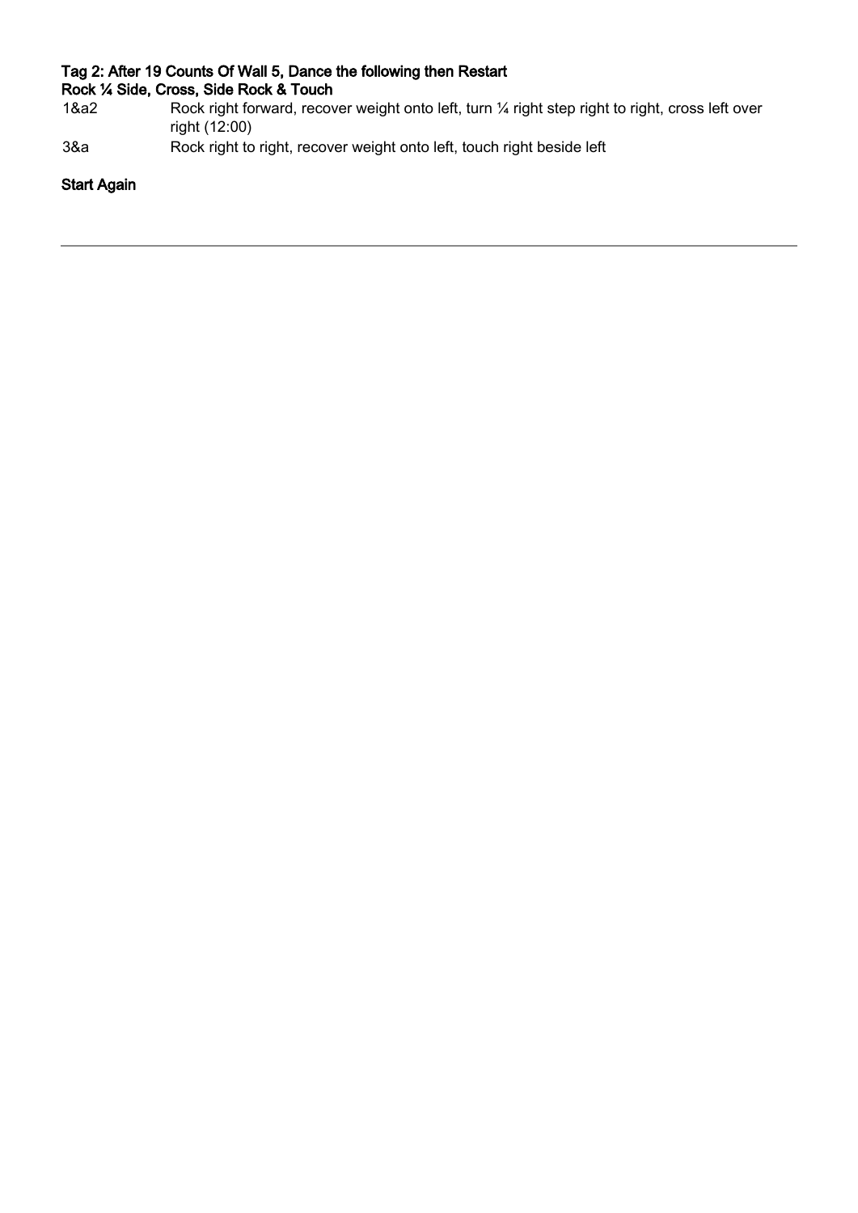**Tag 2: After 19 Counts Of Wall 5, Dance the following then Restart**
**Rock ¼ Side, Cross, Side Rock & Touch**

| | |
|---|---|
| 1&a2 | Rock right forward, recover weight onto left, turn ¼ right step right to right, cross left over right (12:00) |
| 3&a | Rock right to right, recover weight onto left, touch right beside left |

**Start Again**

---